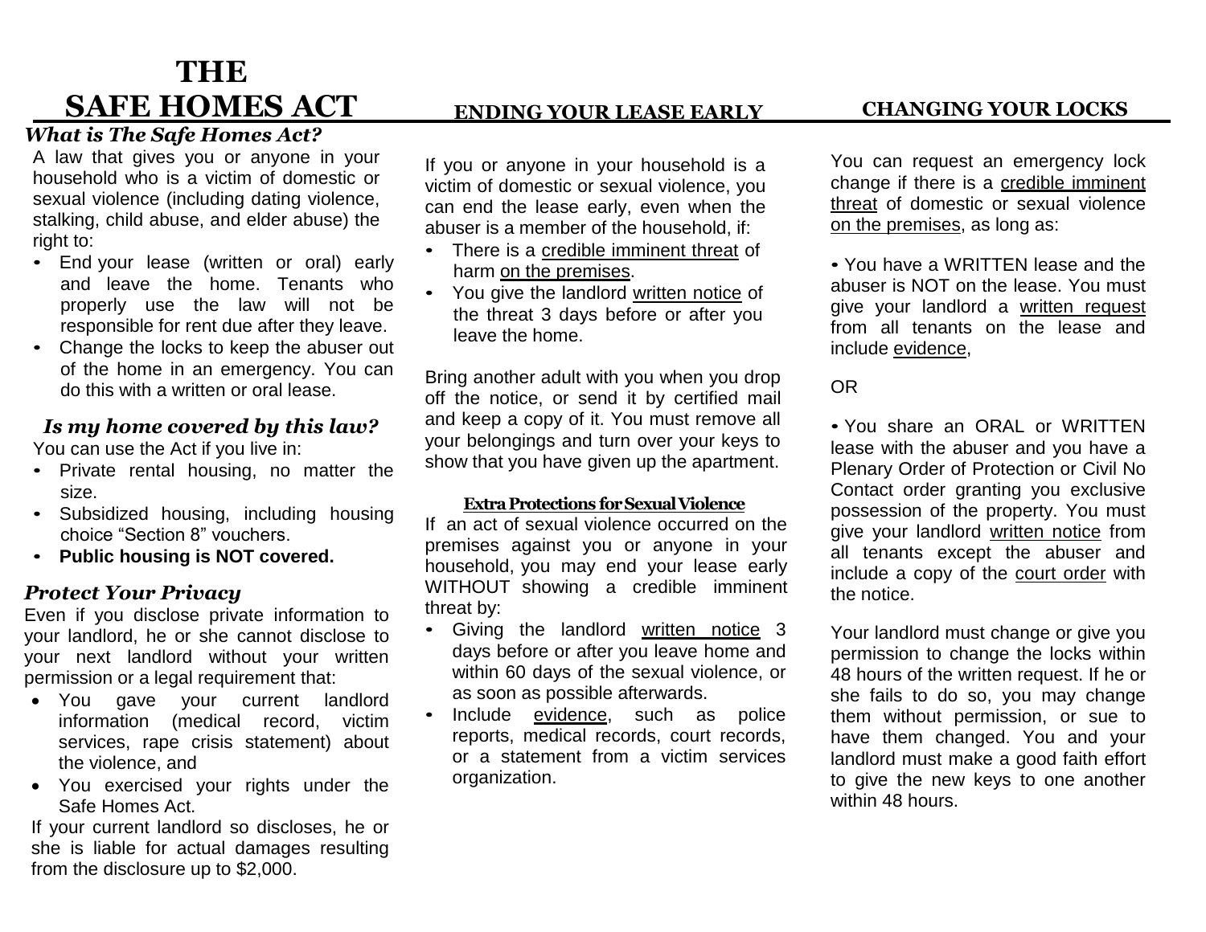# THE SAFE HOMES ACT

### *What is The Safe Homes Act?*

A law that gives you or anyone in your household who is a victim of domestic or sexual violence (including dating violence, stalking, child abuse, and elder abuse) the right to:

- End your lease (written or oral) early and leave the home. Tenants who properly use the law will not be responsible for rent due after they leave.
- Change the locks to keep the abuser out of the home in an emergency. You can do this with a written or oral lease.

### *Is my home covered by this law?*

You can use the Act if you live in:

- Private rental housing, no matter the size.
- Subsidized housing, including housing choice "Section 8" vouchers.
- **Public housing is NOT covered.**

### *Protect Your Privacy*

Even if you disclose private information to your landlord, he or she cannot disclose to your next landlord without your written permission or a legal requirement that:

- You gave your current landlord information (medical record, victim services, rape crisis statement) about the violence, and
- You exercised your rights under the Safe Homes Act.

If your current landlord so discloses, he or she is liable for actual damages resulting from the disclosure up to $2,000.

## ENDING YOUR LEASE EARLY

If you or anyone in your household is a victim of domestic or sexual violence, you can end the lease early, even when the abuser is a member of the household, if:

- There is a <u>credible imminent threat</u> of harm <u>on the premises</u>.
- You give the landlord <u>written notice</u> of the threat 3 days before or after you leave the home.

Bring another adult with you when you drop off the notice, or send it by certified mail and keep a copy of it. You must remove all your belongings and turn over your keys to show that you have given up the apartment.

### Extra Protections for Sexual Violence

If an act of sexual violence occurred on the premises against you or anyone in your household, you may end your lease early WITHOUT showing a credible imminent threat by:

- Giving the landlord <u>written notice</u> 3 days before or after you leave home and within 60 days of the sexual violence, or as soon as possible afterwards.
- Include <u>evidence</u>, such as police reports, medical records, court records, or a statement from a victim services organization.

## CHANGING YOUR LOCKS

You can request an emergency lock change if there is a <u>credible imminent threat</u> of domestic or sexual violence <u>on the premises</u>, as long as:

- You have a WRITTEN lease and the abuser is NOT on the lease. You must give your landlord a <u>written request</u> from all tenants on the lease and include <u>evidence</u>,

OR

- You share an ORAL or WRITTEN lease with the abuser and you have a Plenary Order of Protection or Civil No Contact order granting you exclusive possession of the property. You must give your landlord <u>written notice</u> from all tenants except the abuser and include a copy of the <u>court order</u> with the notice.

Your landlord must change or give you permission to change the locks within 48 hours of the written request. If he or she fails to do so, you may change them without permission, or sue to have them changed. You and your landlord must make a good faith effort to give the new keys to one another within 48 hours.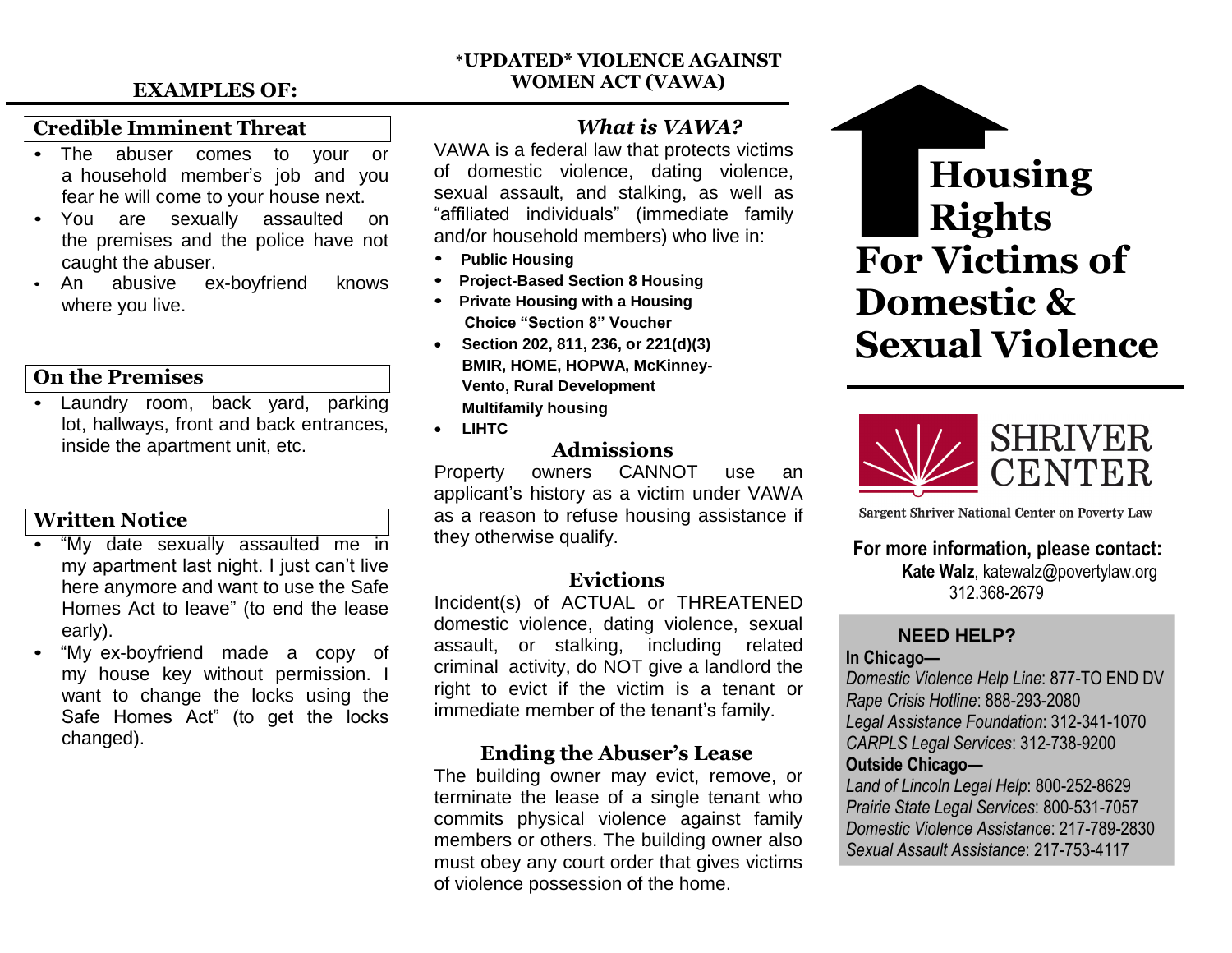## EXAMPLES OF:

### Credible Imminent Threat

- The abuser comes to your or a household member's job and you fear he will come to your house next.
- You are sexually assaulted on the premises and the police have not caught the abuser.
- An abusive ex-boyfriend knows where you live.

### On the Premises

- Laundry room, back yard, parking lot, hallways, front and back entrances, inside the apartment unit, etc.

### Written Notice

- "My date sexually assaulted me in my apartment last night. I just can't live here anymore and want to use the Safe Homes Act to leave" (to end the lease early).
- "My ex-boyfriend made a copy of my house key without permission. I want to change the locks using the Safe Homes Act" (to get the locks changed).

## *UPDATED* VIOLENCE AGAINST WOMEN ACT (VAWA)

### *What is VAWA?*

VAWA is a federal law that protects victims of domestic violence, dating violence, sexual assault, and stalking, as well as "affiliated individuals" (immediate family and/or household members) who live in:

- **Public Housing**
- **Project-Based Section 8 Housing**
- **Private Housing with a Housing Choice "Section 8" Voucher**
- **Section 202, 811, 236, or 221(d)(3) BMIR, HOME, HOPWA, McKinney-Vento, Rural Development Multifamily housing**
- **LIHTC**

### Admissions

Property owners CANNOT use an applicant's history as a victim under VAWA as a reason to refuse housing assistance if they otherwise qualify.

### Evictions

Incident(s) of ACTUAL or THREATENED domestic violence, dating violence, sexual assault, or stalking, including related criminal activity, do NOT give a landlord the right to evict if the victim is a tenant or immediate member of the tenant's family.

### Ending the Abuser's Lease

The building owner may evict, remove, or terminate the lease of a single tenant who commits physical violence against family members or others. The building owner also must obey any court order that gives victims of violence possession of the home.

# Housing Rights For Victims of Domestic & Sexual Violence

SHRIVER CENTER

Sargent Shriver National Center on Poverty Law

**For more information, please contact:**
**Kate Walz**, katewalz@povertylaw.org
312.368-2679

### NEED HELP?

**In Chicago—**
*Domestic Violence Help Line*: 877-TO END DV
*Rape Crisis Hotline*: 888-293-2080
*Legal Assistance Foundation*: 312-341-1070
*CARPLS Legal Services*: 312-738-9200

**Outside Chicago—**
*Land of Lincoln Legal Help*: 800-252-8629
*Prairie State Legal Services*: 800-531-7057
*Domestic Violence Assistance*: 217-789-2830
*Sexual Assault Assistance*: 217-753-4117